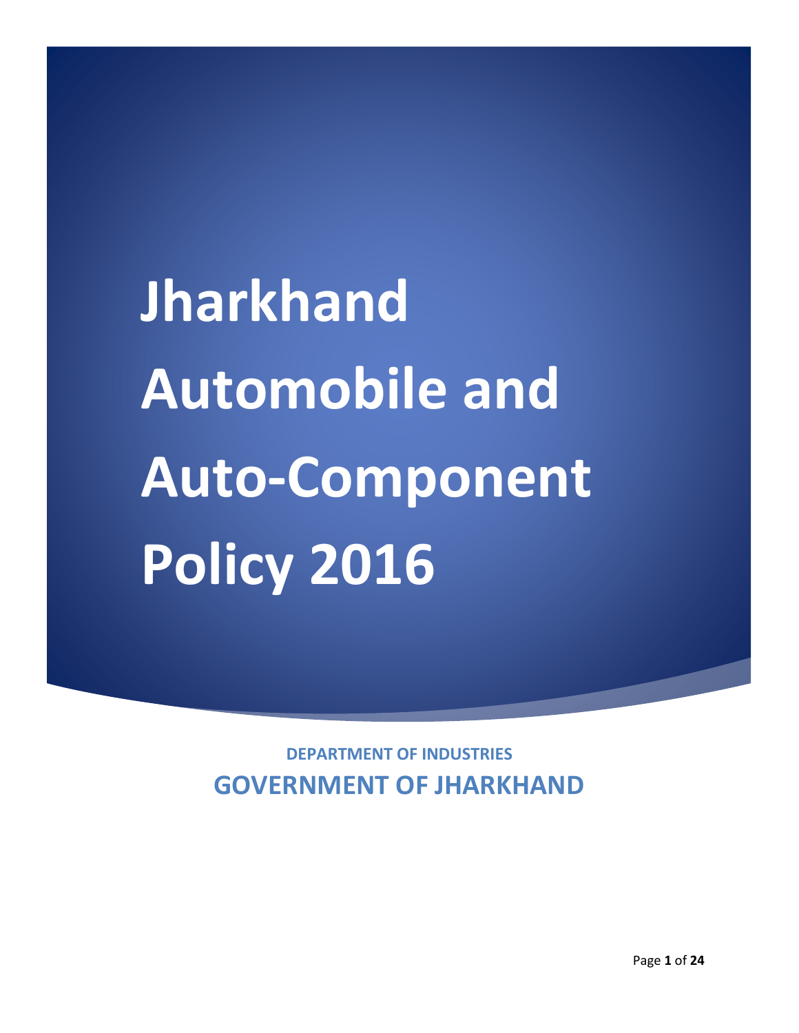# Jharkhand Automobile and Auto-Component Policy 2016

**DEPARTMENT OF INDUSTRIES**

**GOVERNMENT OF JHARKHAND**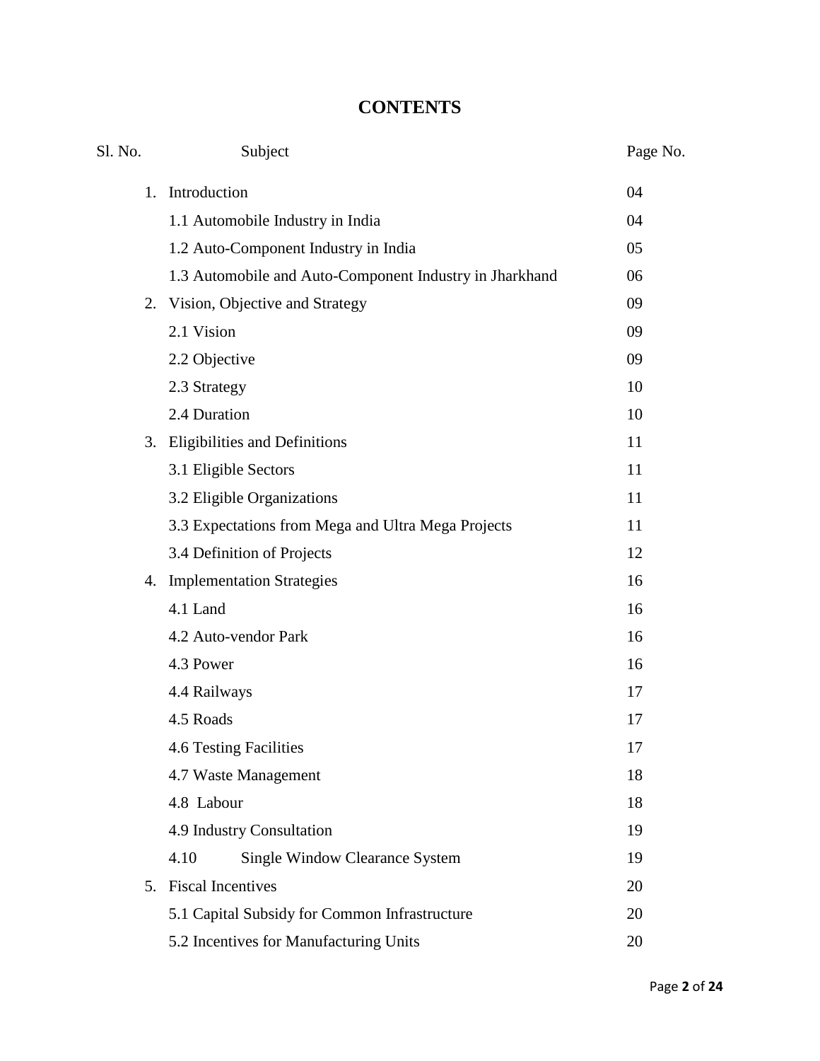# CONTENTS

| Sl. No. | Subject | Page No. |
|---|---|---|
| 1. | Introduction | 04 |
| | 1.1 Automobile Industry in India | 04 |
| | 1.2 Auto-Component Industry in India | 05 |
| | 1.3 Automobile and Auto-Component Industry in Jharkhand | 06 |
| 2. | Vision, Objective and Strategy | 09 |
| | 2.1 Vision | 09 |
| | 2.2 Objective | 09 |
| | 2.3 Strategy | 10 |
| | 2.4 Duration | 10 |
| 3. | Eligibilities and Definitions | 11 |
| | 3.1 Eligible Sectors | 11 |
| | 3.2 Eligible Organizations | 11 |
| | 3.3 Expectations from Mega and Ultra Mega Projects | 11 |
| | 3.4 Definition of Projects | 12 |
| 4. | Implementation Strategies | 16 |
| | 4.1 Land | 16 |
| | 4.2 Auto-vendor Park | 16 |
| | 4.3 Power | 16 |
| | 4.4 Railways | 17 |
| | 4.5 Roads | 17 |
| | 4.6 Testing Facilities | 17 |
| | 4.7 Waste Management | 18 |
| | 4.8 Labour | 18 |
| | 4.9 Industry Consultation | 19 |
| | 4.10 Single Window Clearance System | 19 |
| 5. | Fiscal Incentives | 20 |
| | 5.1 Capital Subsidy for Common Infrastructure | 20 |
| | 5.2 Incentives for Manufacturing Units | 20 |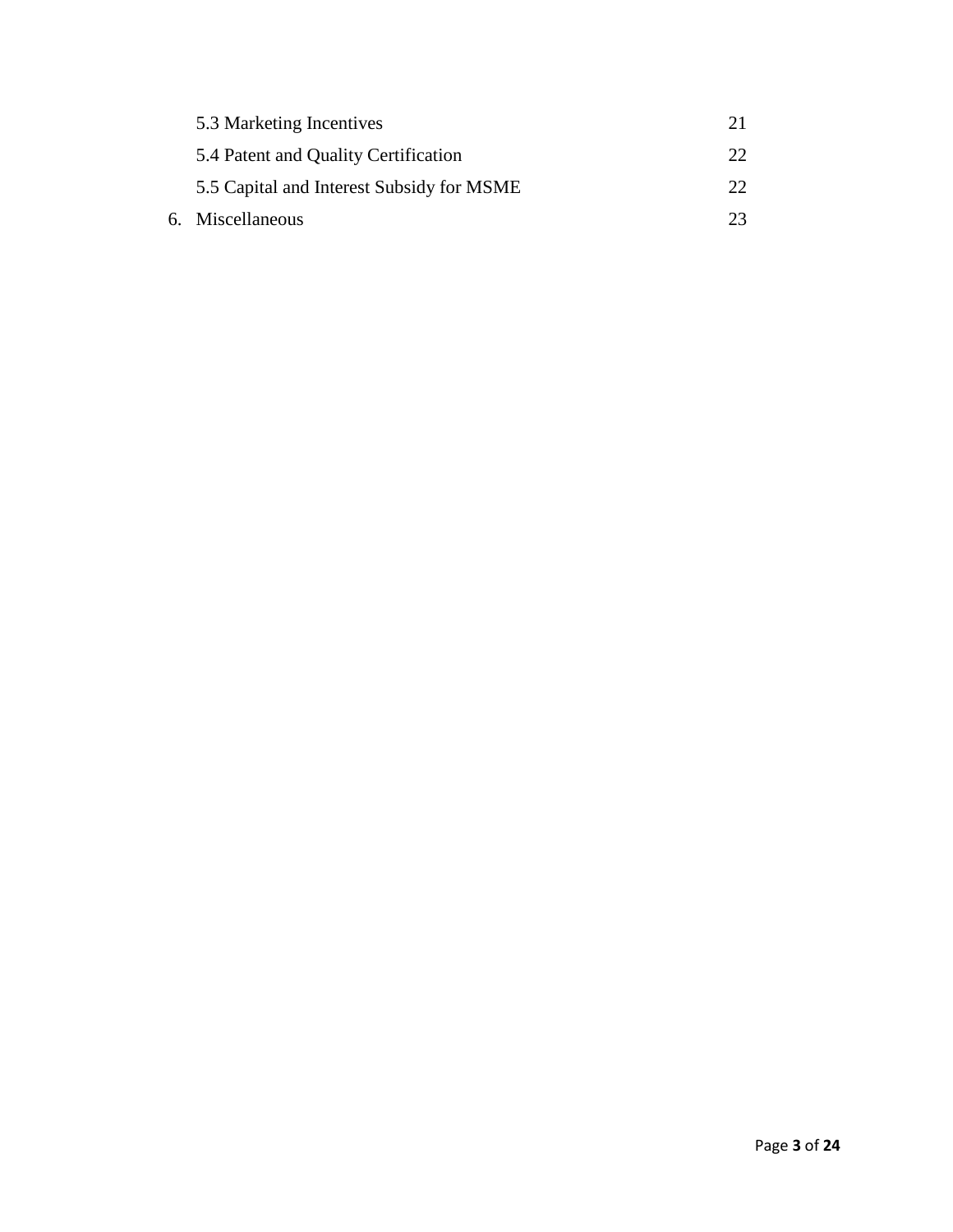| | |
|---|---|
| 5.3 Marketing Incentives | 21 |
| 5.4 Patent and Quality Certification | 22 |
| 5.5 Capital and Interest Subsidy for MSME | 22 |
| 6. Miscellaneous | 23 |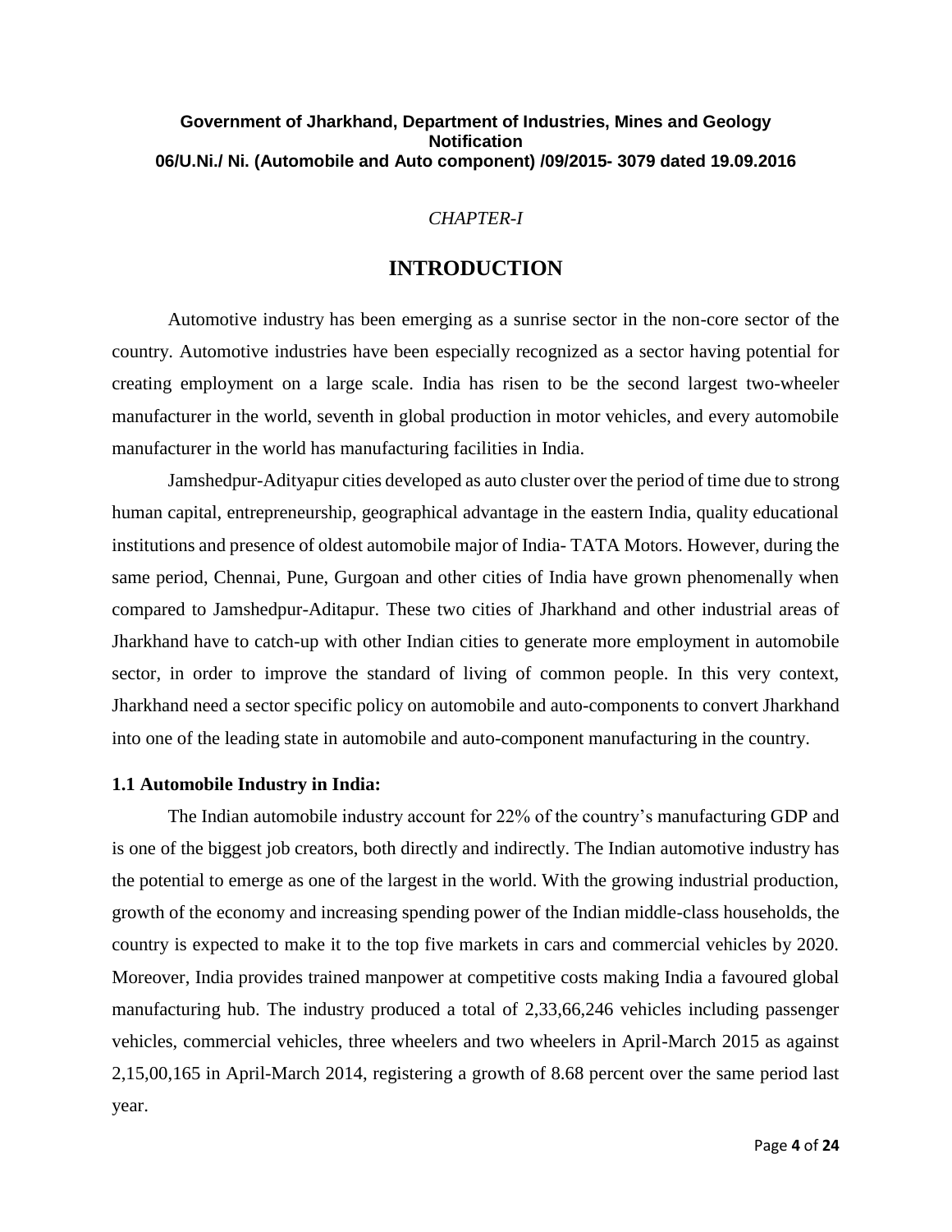**Government of Jharkhand, Department of Industries, Mines and Geology**
**Notification**
**06/U.Ni./ Ni. (Automobile and Auto component) /09/2015- 3079 dated 19.09.2016**

*CHAPTER-I*

# INTRODUCTION

Automotive industry has been emerging as a sunrise sector in the non-core sector of the country. Automotive industries have been especially recognized as a sector having potential for creating employment on a large scale. India has risen to be the second largest two-wheeler manufacturer in the world, seventh in global production in motor vehicles, and every automobile manufacturer in the world has manufacturing facilities in India.

Jamshedpur-Adityapur cities developed as auto cluster over the period of time due to strong human capital, entrepreneurship, geographical advantage in the eastern India, quality educational institutions and presence of oldest automobile major of India- TATA Motors. However, during the same period, Chennai, Pune, Gurgoan and other cities of India have grown phenomenally when compared to Jamshedpur-Aditapur. These two cities of Jharkhand and other industrial areas of Jharkhand have to catch-up with other Indian cities to generate more employment in automobile sector, in order to improve the standard of living of common people. In this very context, Jharkhand need a sector specific policy on automobile and auto-components to convert Jharkhand into one of the leading state in automobile and auto-component manufacturing in the country.

### 1.1 Automobile Industry in India:

The Indian automobile industry account for 22% of the country's manufacturing GDP and is one of the biggest job creators, both directly and indirectly. The Indian automotive industry has the potential to emerge as one of the largest in the world. With the growing industrial production, growth of the economy and increasing spending power of the Indian middle-class households, the country is expected to make it to the top five markets in cars and commercial vehicles by 2020. Moreover, India provides trained manpower at competitive costs making India a favoured global manufacturing hub. The industry produced a total of 2,33,66,246 vehicles including passenger vehicles, commercial vehicles, three wheelers and two wheelers in April-March 2015 as against 2,15,00,165 in April-March 2014, registering a growth of 8.68 percent over the same period last year.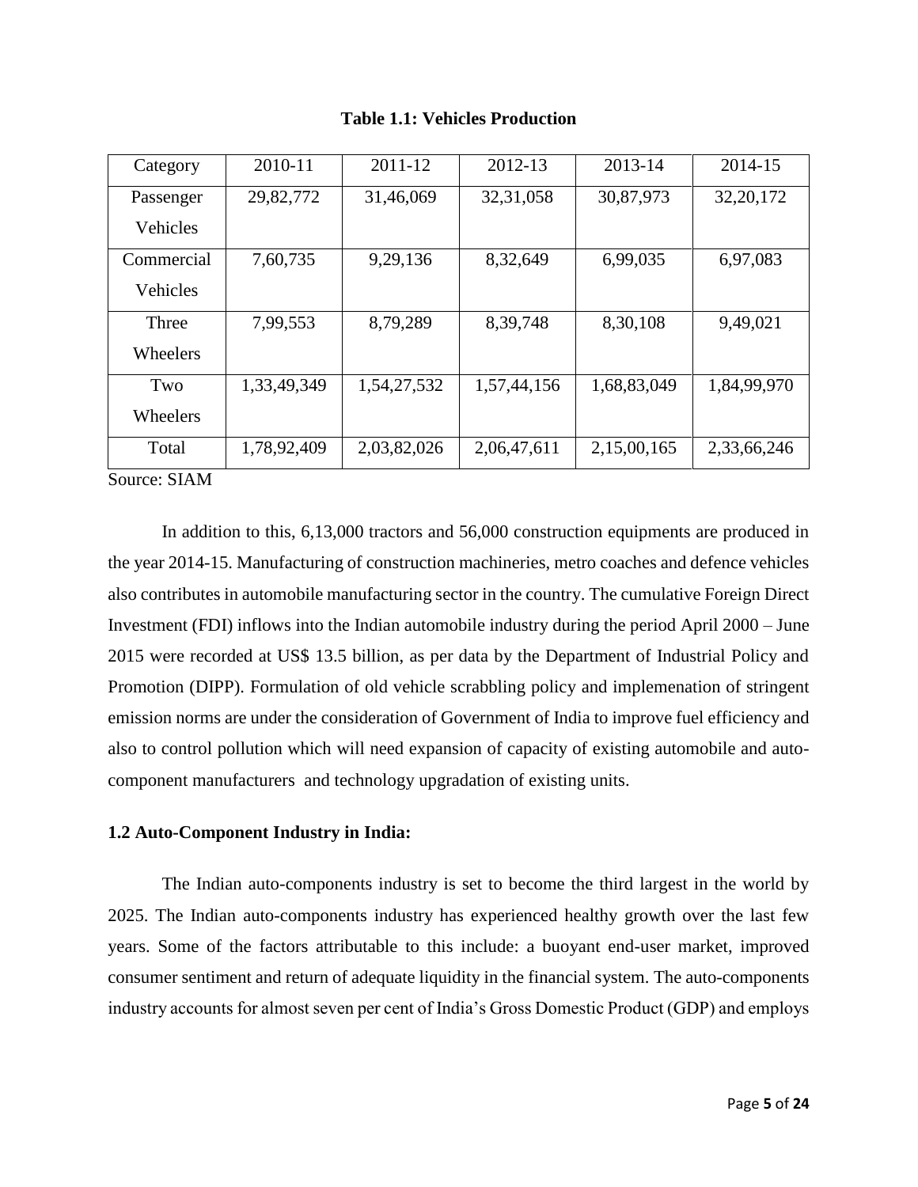**Table 1.1: Vehicles Production**

| Category | 2010-11 | 2011-12 | 2012-13 | 2013-14 | 2014-15 |
|---|---|---|---|---|---|
| Passenger Vehicles | 29,82,772 | 31,46,069 | 32,31,058 | 30,87,973 | 32,20,172 |
| Commercial Vehicles | 7,60,735 | 9,29,136 | 8,32,649 | 6,99,035 | 6,97,083 |
| Three Wheelers | 7,99,553 | 8,79,289 | 8,39,748 | 8,30,108 | 9,49,021 |
| Two Wheelers | 1,33,49,349 | 1,54,27,532 | 1,57,44,156 | 1,68,83,049 | 1,84,99,970 |
| Total | 1,78,92,409 | 2,03,82,026 | 2,06,47,611 | 2,15,00,165 | 2,33,66,246 |

Source: SIAM

In addition to this, 6,13,000 tractors and 56,000 construction equipments are produced in the year 2014-15. Manufacturing of construction machineries, metro coaches and defence vehicles also contributes in automobile manufacturing sector in the country. The cumulative Foreign Direct Investment (FDI) inflows into the Indian automobile industry during the period April 2000 – June 2015 were recorded at US$ 13.5 billion, as per data by the Department of Industrial Policy and Promotion (DIPP). Formulation of old vehicle scrabbling policy and implemenation of stringent emission norms are under the consideration of Government of India to improve fuel efficiency and also to control pollution which will need expansion of capacity of existing automobile and auto-component manufacturers and technology upgradation of existing units.

### 1.2 Auto-Component Industry in India:

The Indian auto-components industry is set to become the third largest in the world by 2025. The Indian auto-components industry has experienced healthy growth over the last few years. Some of the factors attributable to this include: a buoyant end-user market, improved consumer sentiment and return of adequate liquidity in the financial system. The auto-components industry accounts for almost seven per cent of India's Gross Domestic Product (GDP) and employs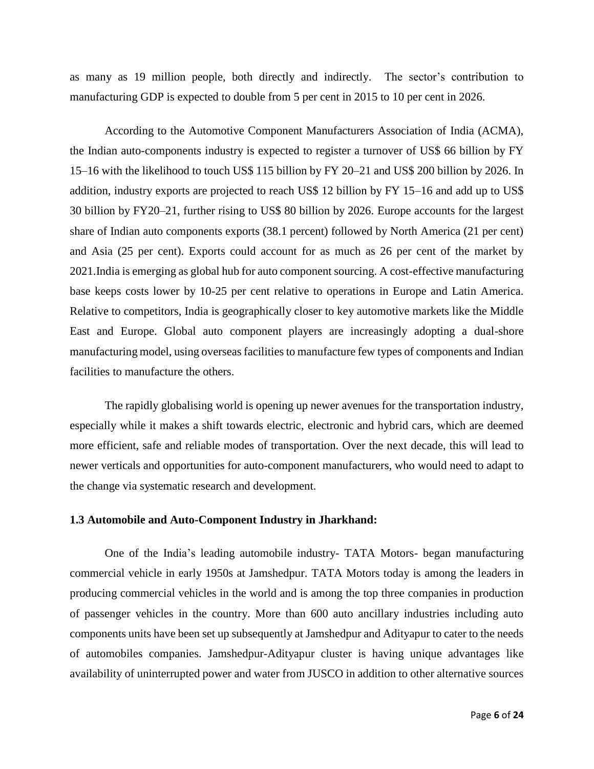as many as 19 million people, both directly and indirectly. The sector's contribution to manufacturing GDP is expected to double from 5 per cent in 2015 to 10 per cent in 2026.

According to the Automotive Component Manufacturers Association of India (ACMA), the Indian auto-components industry is expected to register a turnover of US$ 66 billion by FY 15–16 with the likelihood to touch US$ 115 billion by FY 20–21 and US$ 200 billion by 2026. In addition, industry exports are projected to reach US$ 12 billion by FY 15–16 and add up to US$ 30 billion by FY20–21, further rising to US$ 80 billion by 2026. Europe accounts for the largest share of Indian auto components exports (38.1 percent) followed by North America (21 per cent) and Asia (25 per cent). Exports could account for as much as 26 per cent of the market by 2021.India is emerging as global hub for auto component sourcing. A cost-effective manufacturing base keeps costs lower by 10-25 per cent relative to operations in Europe and Latin America. Relative to competitors, India is geographically closer to key automotive markets like the Middle East and Europe. Global auto component players are increasingly adopting a dual-shore manufacturing model, using overseas facilities to manufacture few types of components and Indian facilities to manufacture the others.

The rapidly globalising world is opening up newer avenues for the transportation industry, especially while it makes a shift towards electric, electronic and hybrid cars, which are deemed more efficient, safe and reliable modes of transportation. Over the next decade, this will lead to newer verticals and opportunities for auto-component manufacturers, who would need to adapt to the change via systematic research and development.

### 1.3 Automobile and Auto-Component Industry in Jharkhand:

One of the India's leading automobile industry- TATA Motors- began manufacturing commercial vehicle in early 1950s at Jamshedpur. TATA Motors today is among the leaders in producing commercial vehicles in the world and is among the top three companies in production of passenger vehicles in the country. More than 600 auto ancillary industries including auto components units have been set up subsequently at Jamshedpur and Adityapur to cater to the needs of automobiles companies. Jamshedpur-Adityapur cluster is having unique advantages like availability of uninterrupted power and water from JUSCO in addition to other alternative sources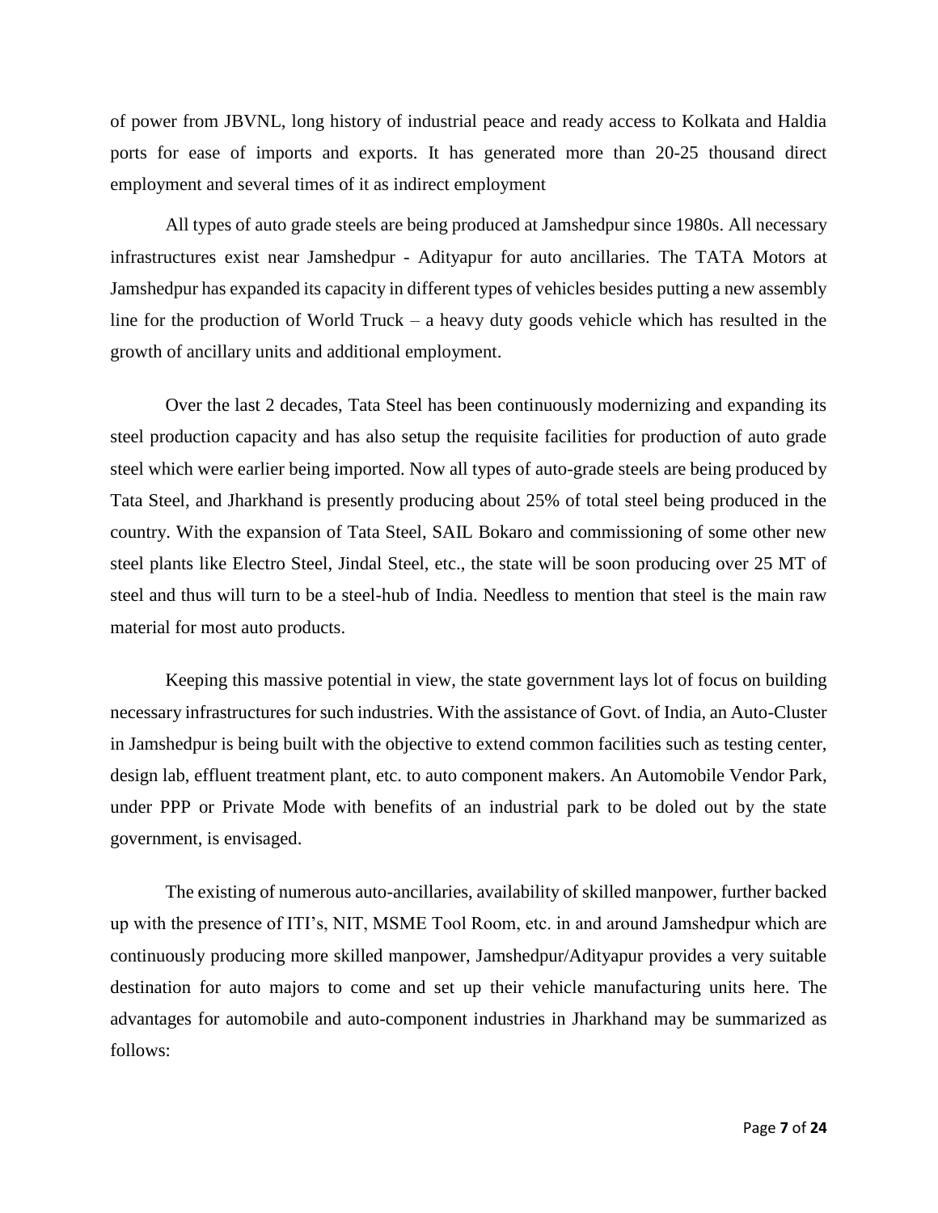of power from JBVNL, long history of industrial peace and ready access to Kolkata and Haldia ports for ease of imports and exports. It has generated more than 20-25 thousand direct employment and several times of it as indirect employment

All types of auto grade steels are being produced at Jamshedpur since 1980s. All necessary infrastructures exist near Jamshedpur - Adityapur for auto ancillaries. The TATA Motors at Jamshedpur has expanded its capacity in different types of vehicles besides putting a new assembly line for the production of World Truck – a heavy duty goods vehicle which has resulted in the growth of ancillary units and additional employment.

Over the last 2 decades, Tata Steel has been continuously modernizing and expanding its steel production capacity and has also setup the requisite facilities for production of auto grade steel which were earlier being imported. Now all types of auto-grade steels are being produced by Tata Steel, and Jharkhand is presently producing about 25% of total steel being produced in the country. With the expansion of Tata Steel, SAIL Bokaro and commissioning of some other new steel plants like Electro Steel, Jindal Steel, etc., the state will be soon producing over 25 MT of steel and thus will turn to be a steel-hub of India. Needless to mention that steel is the main raw material for most auto products.

Keeping this massive potential in view, the state government lays lot of focus on building necessary infrastructures for such industries. With the assistance of Govt. of India, an Auto-Cluster in Jamshedpur is being built with the objective to extend common facilities such as testing center, design lab, effluent treatment plant, etc. to auto component makers. An Automobile Vendor Park, under PPP or Private Mode with benefits of an industrial park to be doled out by the state government, is envisaged.

The existing of numerous auto-ancillaries, availability of skilled manpower, further backed up with the presence of ITI's, NIT, MSME Tool Room, etc. in and around Jamshedpur which are continuously producing more skilled manpower, Jamshedpur/Adityapur provides a very suitable destination for auto majors to come and set up their vehicle manufacturing units here. The advantages for automobile and auto-component industries in Jharkhand may be summarized as follows: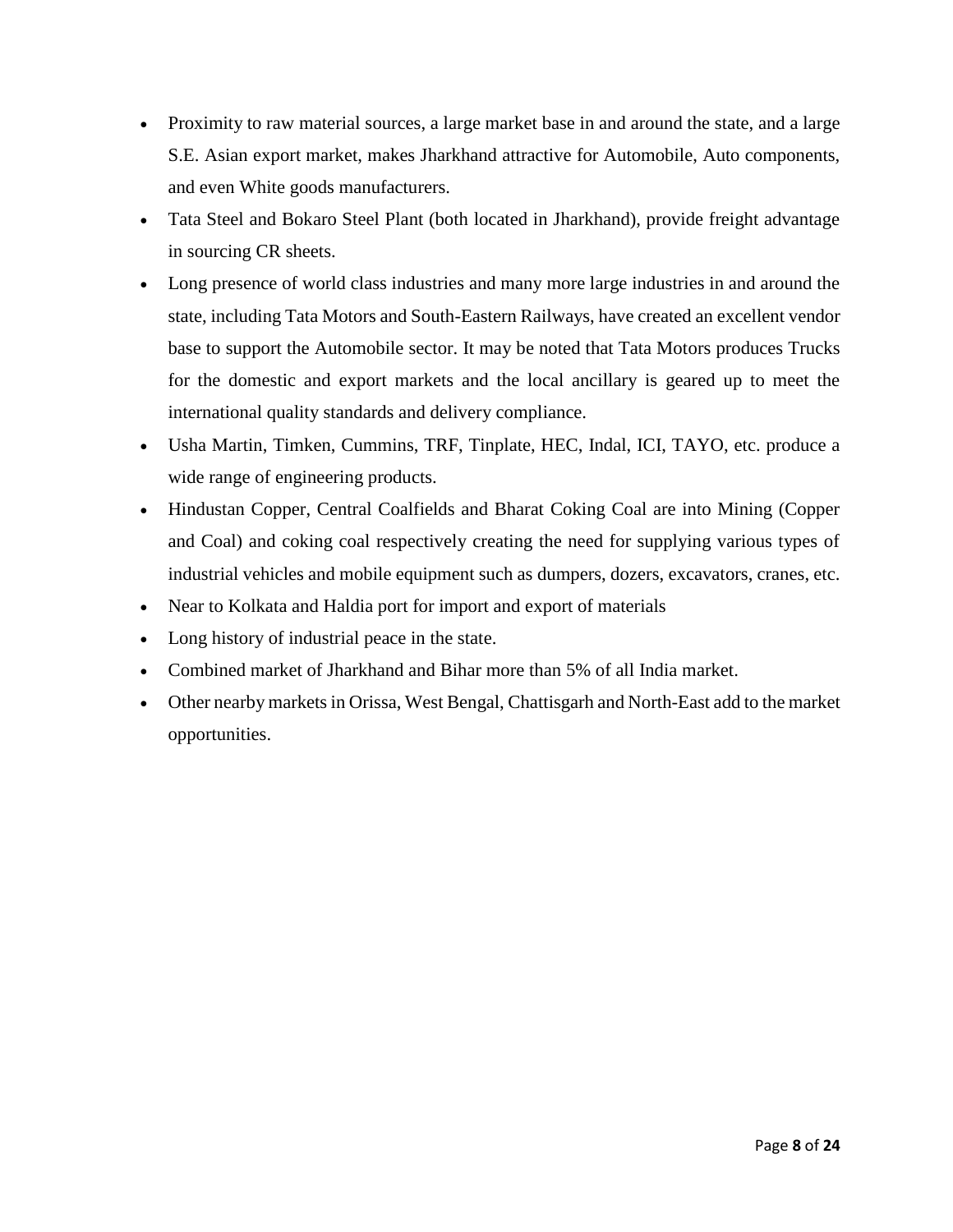- Proximity to raw material sources, a large market base in and around the state, and a large S.E. Asian export market, makes Jharkhand attractive for Automobile, Auto components, and even White goods manufacturers.
- Tata Steel and Bokaro Steel Plant (both located in Jharkhand), provide freight advantage in sourcing CR sheets.
- Long presence of world class industries and many more large industries in and around the state, including Tata Motors and South-Eastern Railways, have created an excellent vendor base to support the Automobile sector. It may be noted that Tata Motors produces Trucks for the domestic and export markets and the local ancillary is geared up to meet the international quality standards and delivery compliance.
- Usha Martin, Timken, Cummins, TRF, Tinplate, HEC, Indal, ICI, TAYO, etc. produce a wide range of engineering products.
- Hindustan Copper, Central Coalfields and Bharat Coking Coal are into Mining (Copper and Coal) and coking coal respectively creating the need for supplying various types of industrial vehicles and mobile equipment such as dumpers, dozers, excavators, cranes, etc.
- Near to Kolkata and Haldia port for import and export of materials
- Long history of industrial peace in the state.
- Combined market of Jharkhand and Bihar more than 5% of all India market.
- Other nearby markets in Orissa, West Bengal, Chattisgarh and North-East add to the market opportunities.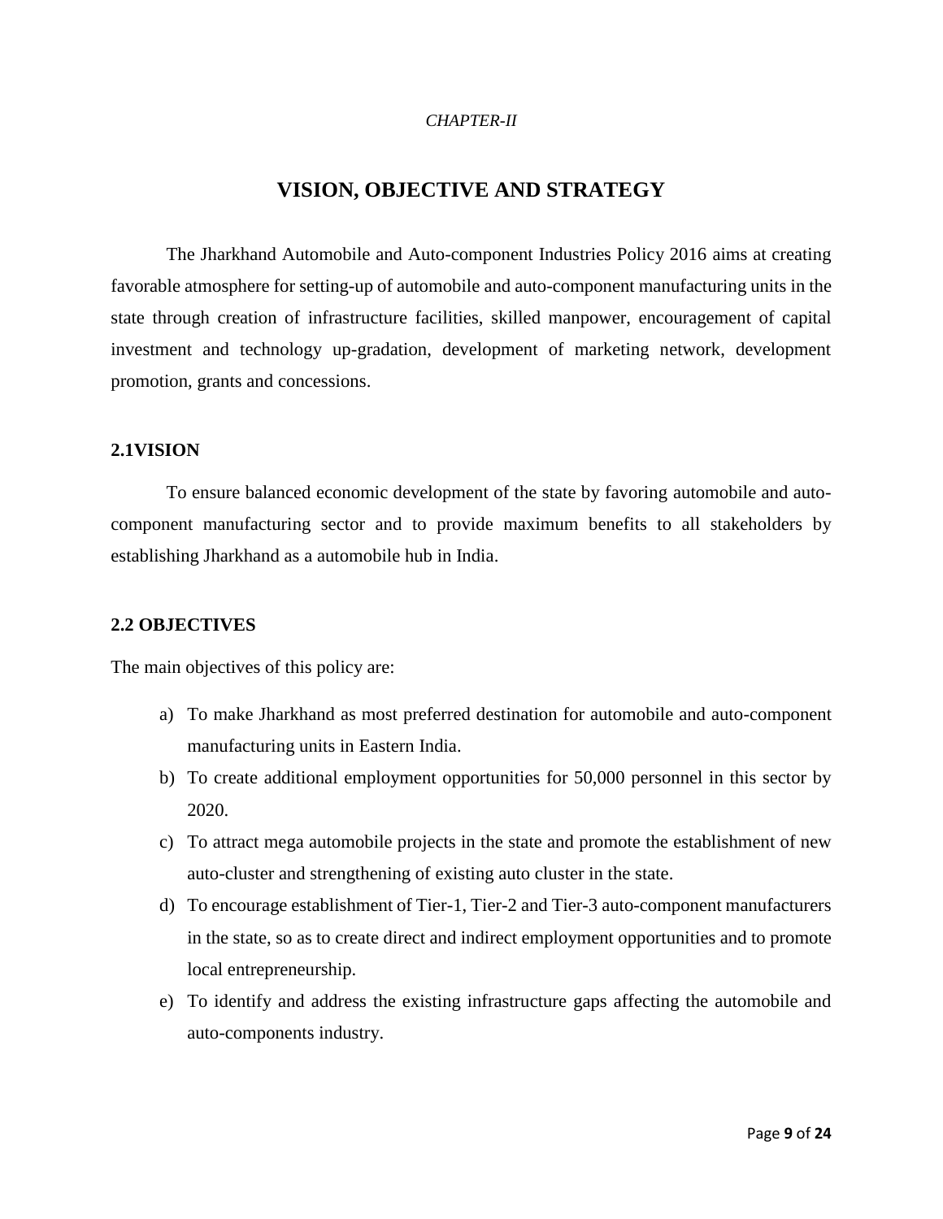*CHAPTER-II*

# VISION, OBJECTIVE AND STRATEGY

The Jharkhand Automobile and Auto-component Industries Policy 2016 aims at creating favorable atmosphere for setting-up of automobile and auto-component manufacturing units in the state through creation of infrastructure facilities, skilled manpower, encouragement of capital investment and technology up-gradation, development of marketing network, development promotion, grants and concessions.

## 2.1VISION

To ensure balanced economic development of the state by favoring automobile and auto-component manufacturing sector and to provide maximum benefits to all stakeholders by establishing Jharkhand as a automobile hub in India.

## 2.2 OBJECTIVES

The main objectives of this policy are:

a) To make Jharkhand as most preferred destination for automobile and auto-component manufacturing units in Eastern India.
b) To create additional employment opportunities for 50,000 personnel in this sector by 2020.
c) To attract mega automobile projects in the state and promote the establishment of new auto-cluster and strengthening of existing auto cluster in the state.
d) To encourage establishment of Tier-1, Tier-2 and Tier-3 auto-component manufacturers in the state, so as to create direct and indirect employment opportunities and to promote local entrepreneurship.
e) To identify and address the existing infrastructure gaps affecting the automobile and auto-components industry.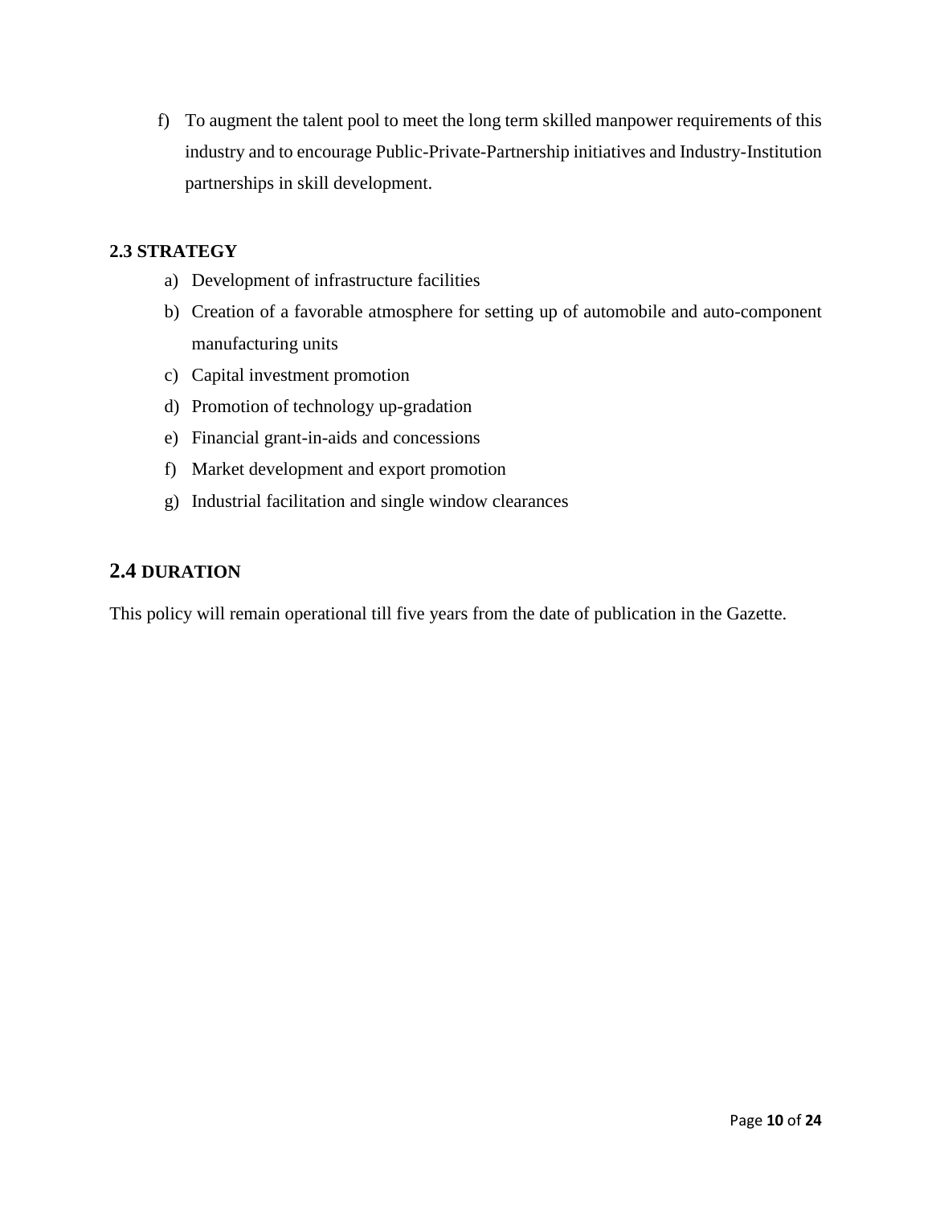f) To augment the talent pool to meet the long term skilled manpower requirements of this industry and to encourage Public-Private-Partnership initiatives and Industry-Institution partnerships in skill development.

### 2.3 STRATEGY

a) Development of infrastructure facilities
b) Creation of a favorable atmosphere for setting up of automobile and auto-component manufacturing units
c) Capital investment promotion
d) Promotion of technology up-gradation
e) Financial grant-in-aids and concessions
f) Market development and export promotion
g) Industrial facilitation and single window clearances

### 2.4 DURATION

This policy will remain operational till five years from the date of publication in the Gazette.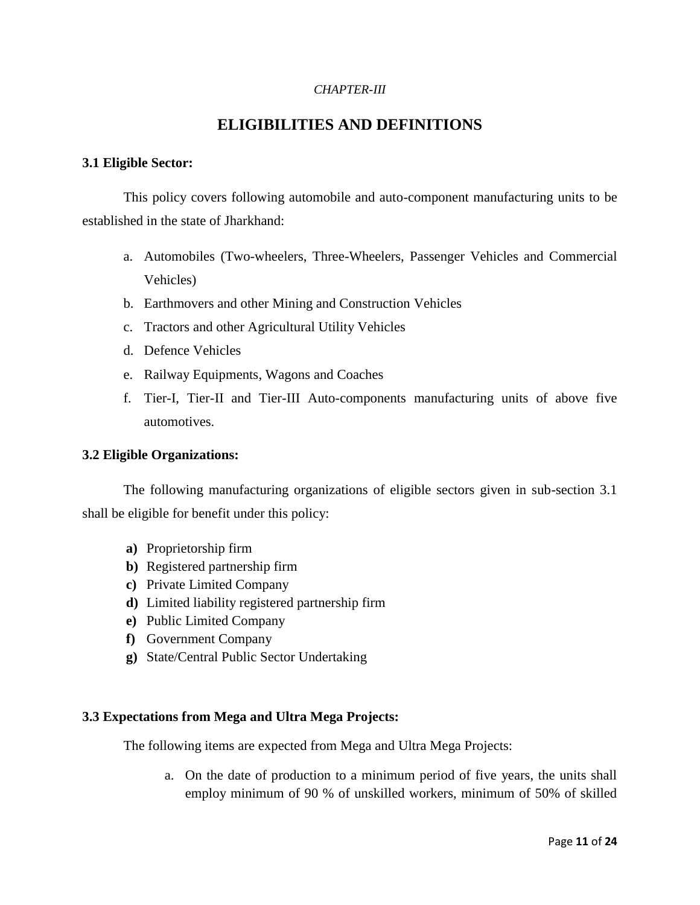*CHAPTER-III*

# ELIGIBILITIES AND DEFINITIONS

### 3.1 Eligible Sector:

This policy covers following automobile and auto-component manufacturing units to be established in the state of Jharkhand:

a. Automobiles (Two-wheelers, Three-Wheelers, Passenger Vehicles and Commercial Vehicles)
b. Earthmovers and other Mining and Construction Vehicles
c. Tractors and other Agricultural Utility Vehicles
d. Defence Vehicles
e. Railway Equipments, Wagons and Coaches
f. Tier-I, Tier-II and Tier-III Auto-components manufacturing units of above five automotives.

### 3.2 Eligible Organizations:

The following manufacturing organizations of eligible sectors given in sub-section 3.1 shall be eligible for benefit under this policy:

**a)** Proprietorship firm
**b)** Registered partnership firm
**c)** Private Limited Company
**d)** Limited liability registered partnership firm
**e)** Public Limited Company
**f)** Government Company
**g)** State/Central Public Sector Undertaking

### 3.3 Expectations from Mega and Ultra Mega Projects:

The following items are expected from Mega and Ultra Mega Projects:

a. On the date of production to a minimum period of five years, the units shall employ minimum of 90 % of unskilled workers, minimum of 50% of skilled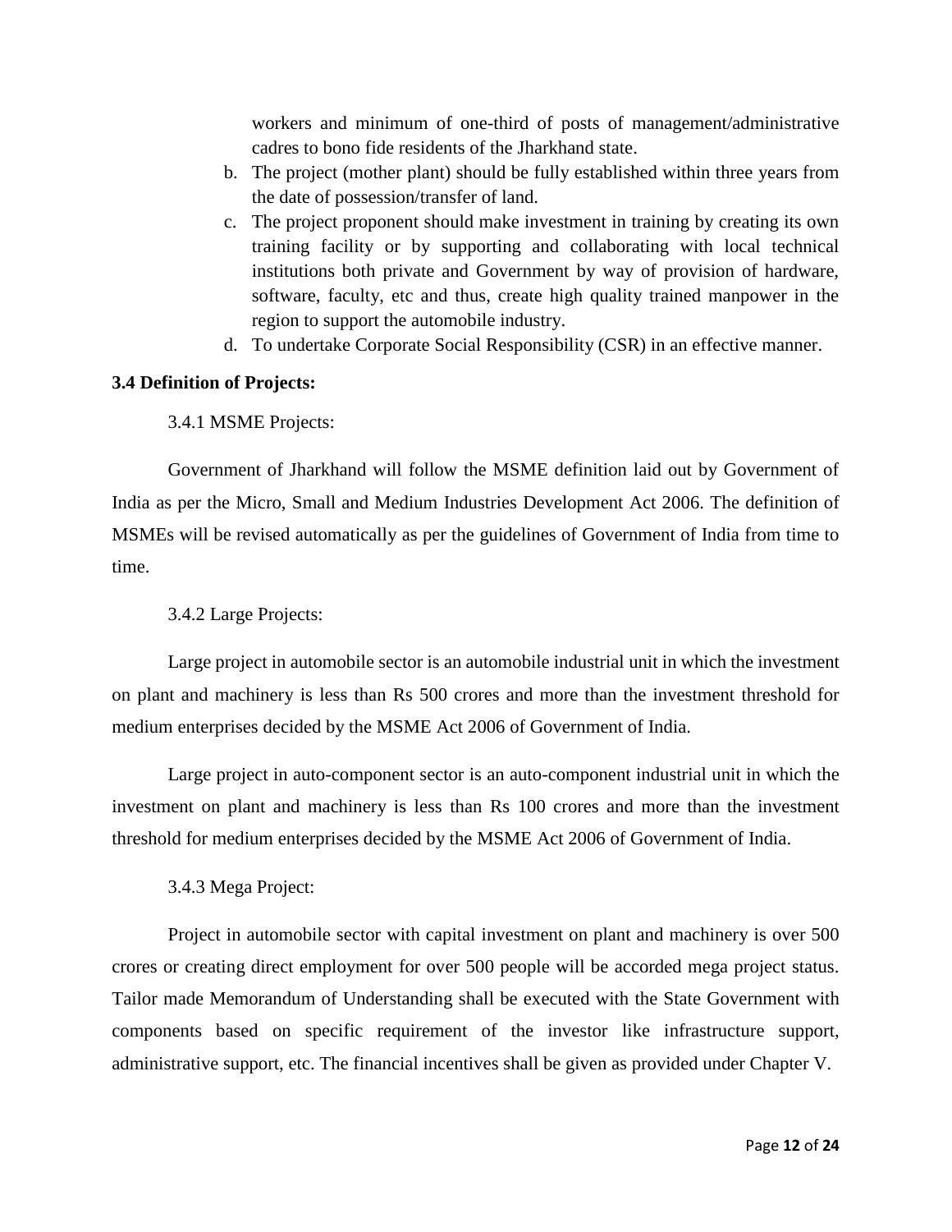workers and minimum of one-third of posts of management/administrative cadres to bono fide residents of the Jharkhand state.

b. The project (mother plant) should be fully established within three years from the date of possession/transfer of land.
c. The project proponent should make investment in training by creating its own training facility or by supporting and collaborating with local technical institutions both private and Government by way of provision of hardware, software, faculty, etc and thus, create high quality trained manpower in the region to support the automobile industry.
d. To undertake Corporate Social Responsibility (CSR) in an effective manner.

**3.4 Definition of Projects:**

3.4.1 MSME Projects:

Government of Jharkhand will follow the MSME definition laid out by Government of India as per the Micro, Small and Medium Industries Development Act 2006. The definition of MSMEs will be revised automatically as per the guidelines of Government of India from time to time.

3.4.2 Large Projects:

Large project in automobile sector is an automobile industrial unit in which the investment on plant and machinery is less than Rs 500 crores and more than the investment threshold for medium enterprises decided by the MSME Act 2006 of Government of India.

Large project in auto-component sector is an auto-component industrial unit in which the investment on plant and machinery is less than Rs 100 crores and more than the investment threshold for medium enterprises decided by the MSME Act 2006 of Government of India.

3.4.3 Mega Project:

Project in automobile sector with capital investment on plant and machinery is over 500 crores or creating direct employment for over 500 people will be accorded mega project status. Tailor made Memorandum of Understanding shall be executed with the State Government with components based on specific requirement of the investor like infrastructure support, administrative support, etc. The financial incentives shall be given as provided under Chapter V.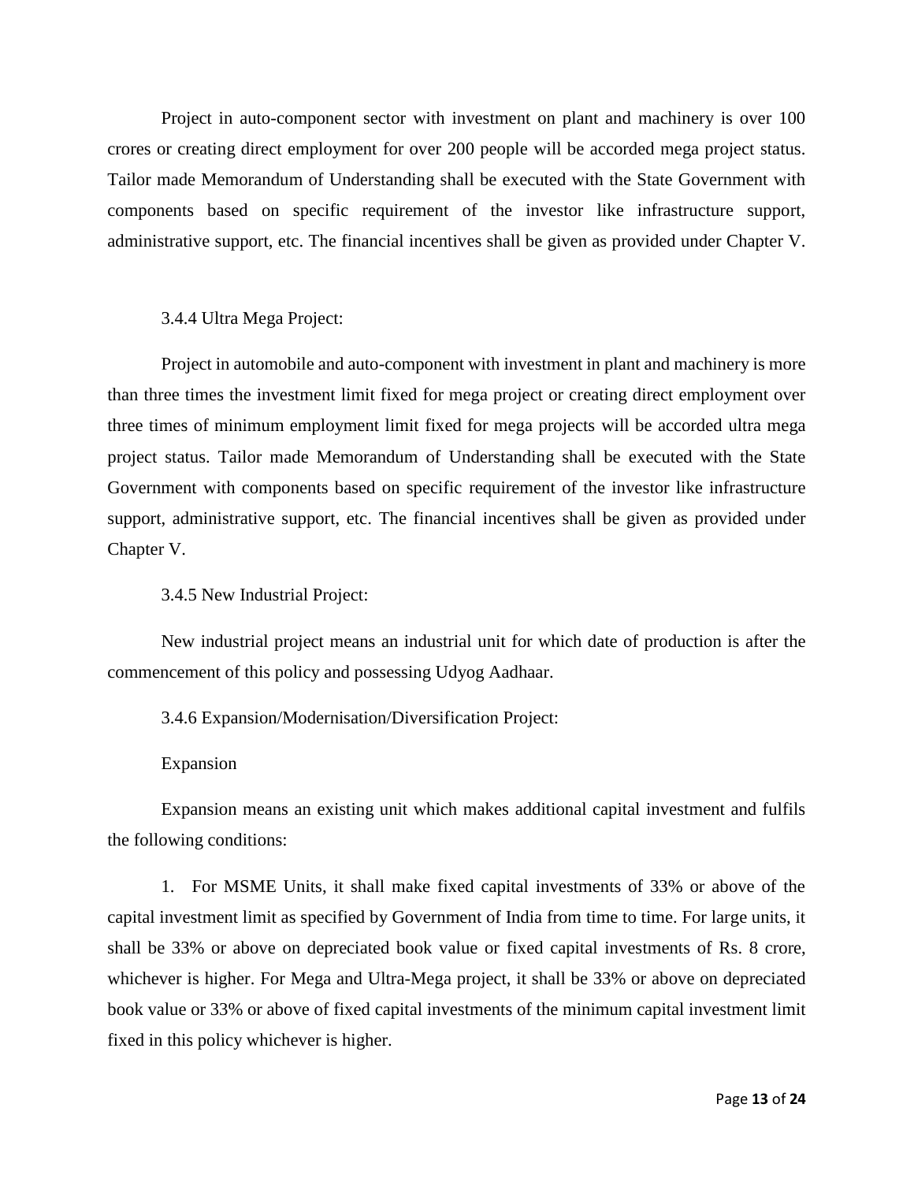Project in auto-component sector with investment on plant and machinery is over 100 crores or creating direct employment for over 200 people will be accorded mega project status. Tailor made Memorandum of Understanding shall be executed with the State Government with components based on specific requirement of the investor like infrastructure support, administrative support, etc. The financial incentives shall be given as provided under Chapter V.

### 3.4.4 Ultra Mega Project:

Project in automobile and auto-component with investment in plant and machinery is more than three times the investment limit fixed for mega project or creating direct employment over three times of minimum employment limit fixed for mega projects will be accorded ultra mega project status. Tailor made Memorandum of Understanding shall be executed with the State Government with components based on specific requirement of the investor like infrastructure support, administrative support, etc. The financial incentives shall be given as provided under Chapter V.

### 3.4.5 New Industrial Project:

New industrial project means an industrial unit for which date of production is after the commencement of this policy and possessing Udyog Aadhaar.

### 3.4.6 Expansion/Modernisation/Diversification Project:

Expansion

Expansion means an existing unit which makes additional capital investment and fulfils the following conditions:

1. For MSME Units, it shall make fixed capital investments of 33% or above of the capital investment limit as specified by Government of India from time to time. For large units, it shall be 33% or above on depreciated book value or fixed capital investments of Rs. 8 crore, whichever is higher. For Mega and Ultra-Mega project, it shall be 33% or above on depreciated book value or 33% or above of fixed capital investments of the minimum capital investment limit fixed in this policy whichever is higher.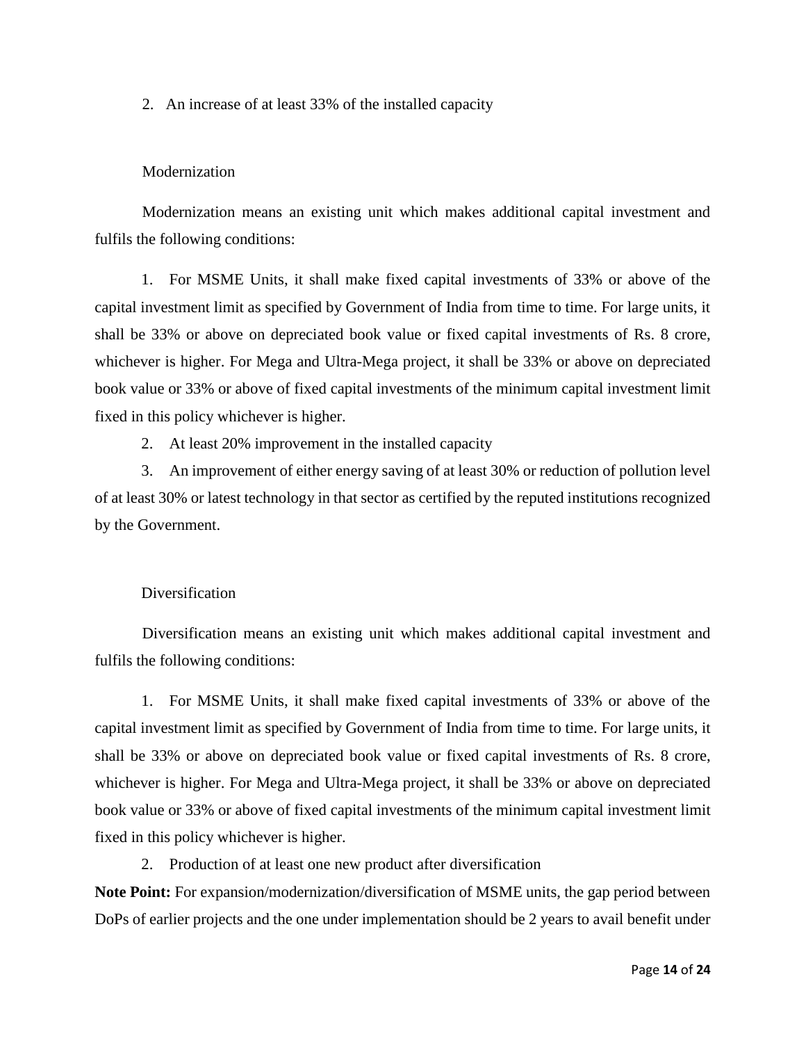2. An increase of at least 33% of the installed capacity

Modernization

Modernization means an existing unit which makes additional capital investment and fulfils the following conditions:

1. For MSME Units, it shall make fixed capital investments of 33% or above of the capital investment limit as specified by Government of India from time to time. For large units, it shall be 33% or above on depreciated book value or fixed capital investments of Rs. 8 crore, whichever is higher. For Mega and Ultra-Mega project, it shall be 33% or above on depreciated book value or 33% or above of fixed capital investments of the minimum capital investment limit fixed in this policy whichever is higher.
2. At least 20% improvement in the installed capacity
3. An improvement of either energy saving of at least 30% or reduction of pollution level of at least 30% or latest technology in that sector as certified by the reputed institutions recognized by the Government.

Diversification

Diversification means an existing unit which makes additional capital investment and fulfils the following conditions:

1. For MSME Units, it shall make fixed capital investments of 33% or above of the capital investment limit as specified by Government of India from time to time. For large units, it shall be 33% or above on depreciated book value or fixed capital investments of Rs. 8 crore, whichever is higher. For Mega and Ultra-Mega project, it shall be 33% or above on depreciated book value or 33% or above of fixed capital investments of the minimum capital investment limit fixed in this policy whichever is higher.
2. Production of at least one new product after diversification

**Note Point:** For expansion/modernization/diversification of MSME units, the gap period between DoPs of earlier projects and the one under implementation should be 2 years to avail benefit under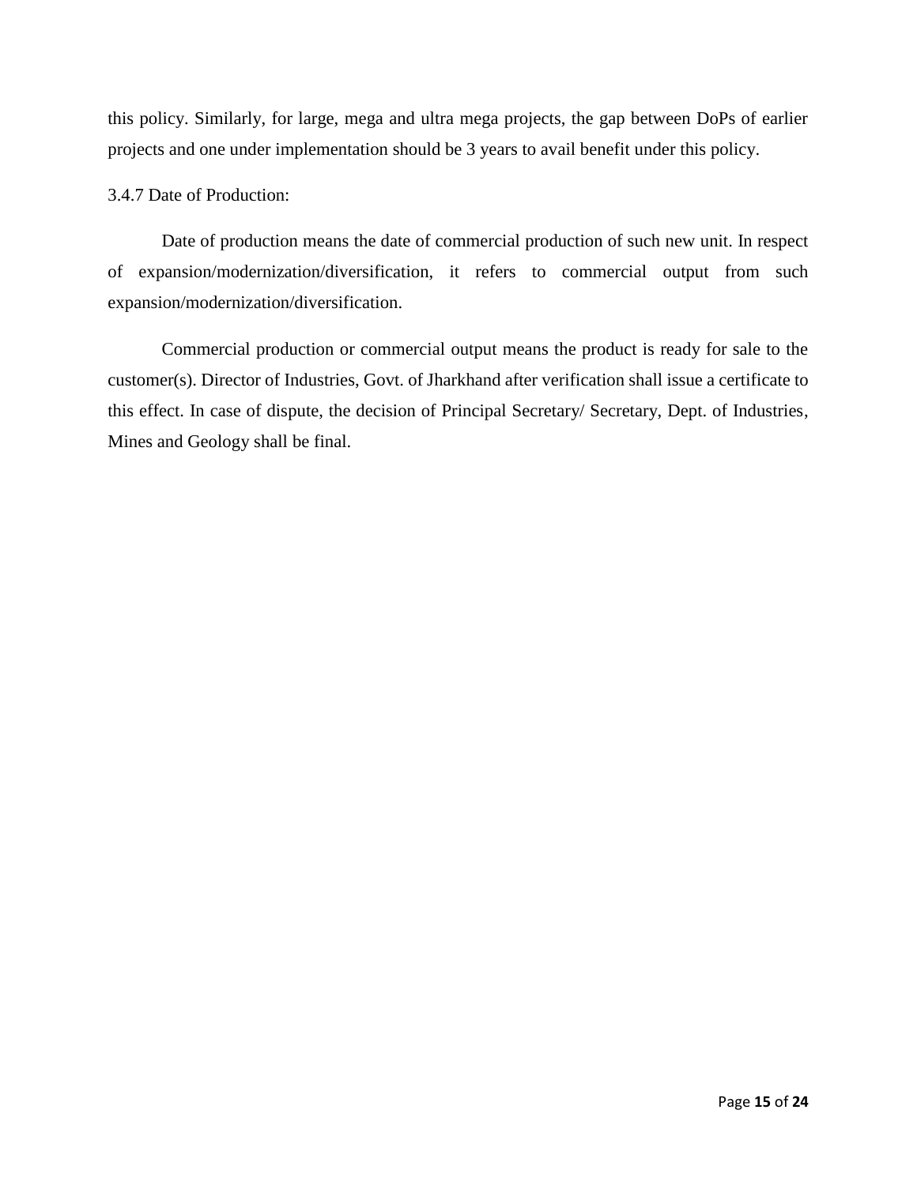this policy. Similarly, for large, mega and ultra mega projects, the gap between DoPs of earlier projects and one under implementation should be 3 years to avail benefit under this policy.

3.4.7 Date of Production:

Date of production means the date of commercial production of such new unit. In respect of expansion/modernization/diversification, it refers to commercial output from such expansion/modernization/diversification.

Commercial production or commercial output means the product is ready for sale to the customer(s). Director of Industries, Govt. of Jharkhand after verification shall issue a certificate to this effect. In case of dispute, the decision of Principal Secretary/ Secretary, Dept. of Industries, Mines and Geology shall be final.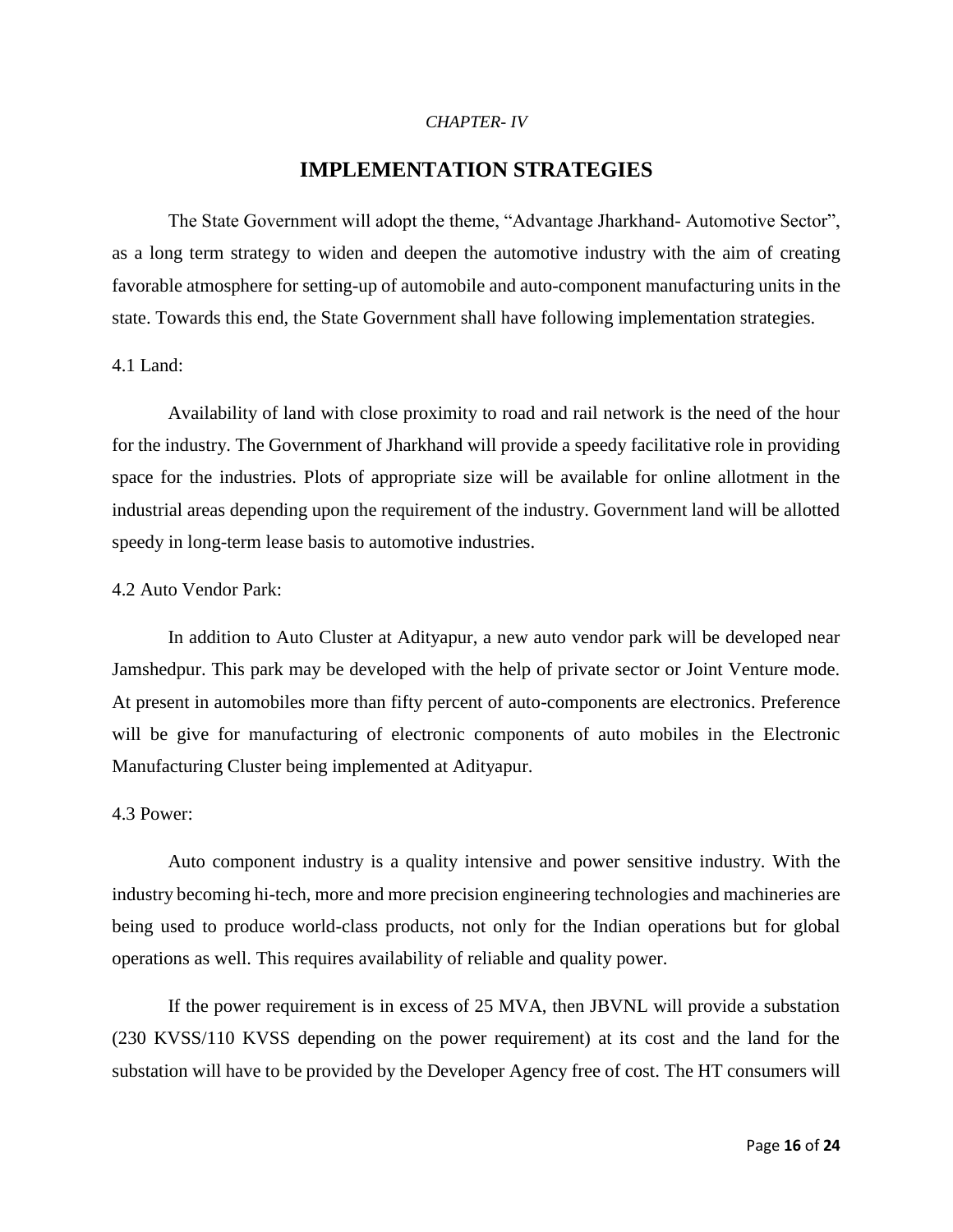*CHAPTER- IV*

# IMPLEMENTATION STRATEGIES

The State Government will adopt the theme, "Advantage Jharkhand- Automotive Sector", as a long term strategy to widen and deepen the automotive industry with the aim of creating favorable atmosphere for setting-up of automobile and auto-component manufacturing units in the state. Towards this end, the State Government shall have following implementation strategies.

4.1 Land:

Availability of land with close proximity to road and rail network is the need of the hour for the industry. The Government of Jharkhand will provide a speedy facilitative role in providing space for the industries. Plots of appropriate size will be available for online allotment in the industrial areas depending upon the requirement of the industry. Government land will be allotted speedy in long-term lease basis to automotive industries.

4.2 Auto Vendor Park:

In addition to Auto Cluster at Adityapur, a new auto vendor park will be developed near Jamshedpur. This park may be developed with the help of private sector or Joint Venture mode. At present in automobiles more than fifty percent of auto-components are electronics. Preference will be give for manufacturing of electronic components of auto mobiles in the Electronic Manufacturing Cluster being implemented at Adityapur.

4.3 Power:

Auto component industry is a quality intensive and power sensitive industry. With the industry becoming hi-tech, more and more precision engineering technologies and machineries are being used to produce world-class products, not only for the Indian operations but for global operations as well. This requires availability of reliable and quality power.

If the power requirement is in excess of 25 MVA, then JBVNL will provide a substation (230 KVSS/110 KVSS depending on the power requirement) at its cost and the land for the substation will have to be provided by the Developer Agency free of cost. The HT consumers will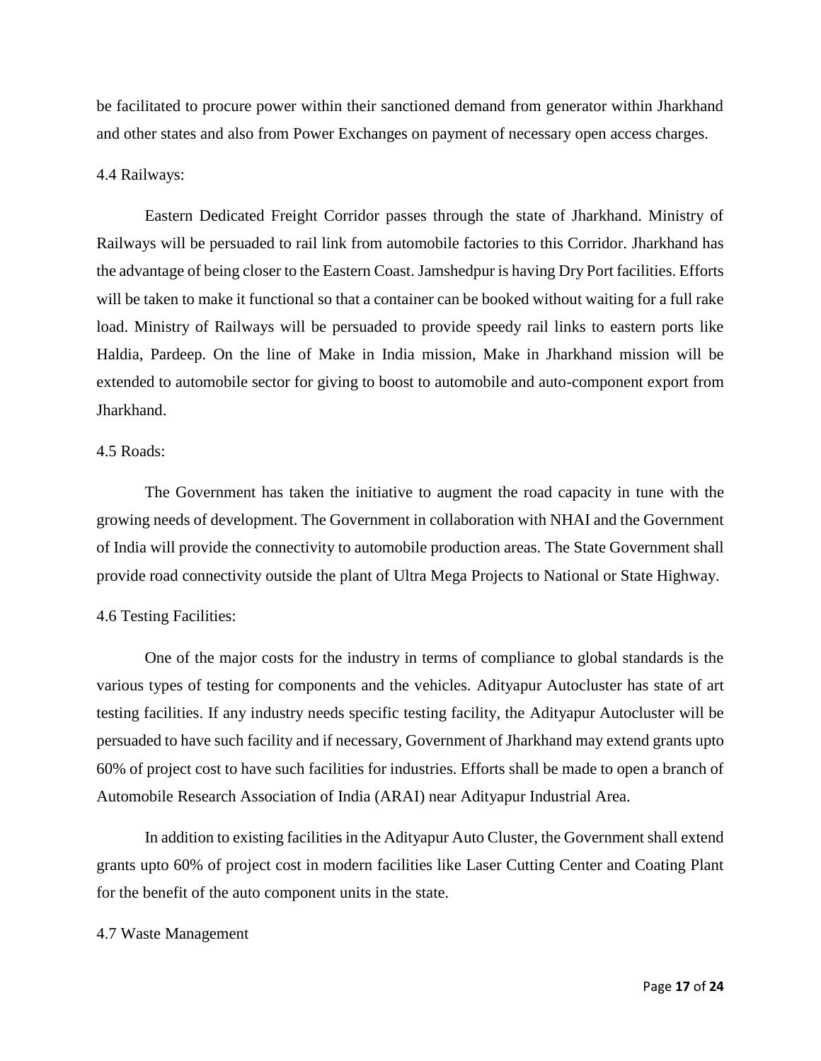be facilitated to procure power within their sanctioned demand from generator within Jharkhand and other states and also from Power Exchanges on payment of necessary open access charges.

### 4.4 Railways:

Eastern Dedicated Freight Corridor passes through the state of Jharkhand. Ministry of Railways will be persuaded to rail link from automobile factories to this Corridor. Jharkhand has the advantage of being closer to the Eastern Coast. Jamshedpur is having Dry Port facilities. Efforts will be taken to make it functional so that a container can be booked without waiting for a full rake load. Ministry of Railways will be persuaded to provide speedy rail links to eastern ports like Haldia, Pardeep. On the line of Make in India mission, Make in Jharkhand mission will be extended to automobile sector for giving to boost to automobile and auto-component export from Jharkhand.

### 4.5 Roads:

The Government has taken the initiative to augment the road capacity in tune with the growing needs of development. The Government in collaboration with NHAI and the Government of India will provide the connectivity to automobile production areas. The State Government shall provide road connectivity outside the plant of Ultra Mega Projects to National or State Highway.

### 4.6 Testing Facilities:

One of the major costs for the industry in terms of compliance to global standards is the various types of testing for components and the vehicles. Adityapur Autocluster has state of art testing facilities. If any industry needs specific testing facility, the Adityapur Autocluster will be persuaded to have such facility and if necessary, Government of Jharkhand may extend grants upto 60% of project cost to have such facilities for industries. Efforts shall be made to open a branch of Automobile Research Association of India (ARAI) near Adityapur Industrial Area.

In addition to existing facilities in the Adityapur Auto Cluster, the Government shall extend grants upto 60% of project cost in modern facilities like Laser Cutting Center and Coating Plant for the benefit of the auto component units in the state.

### 4.7 Waste Management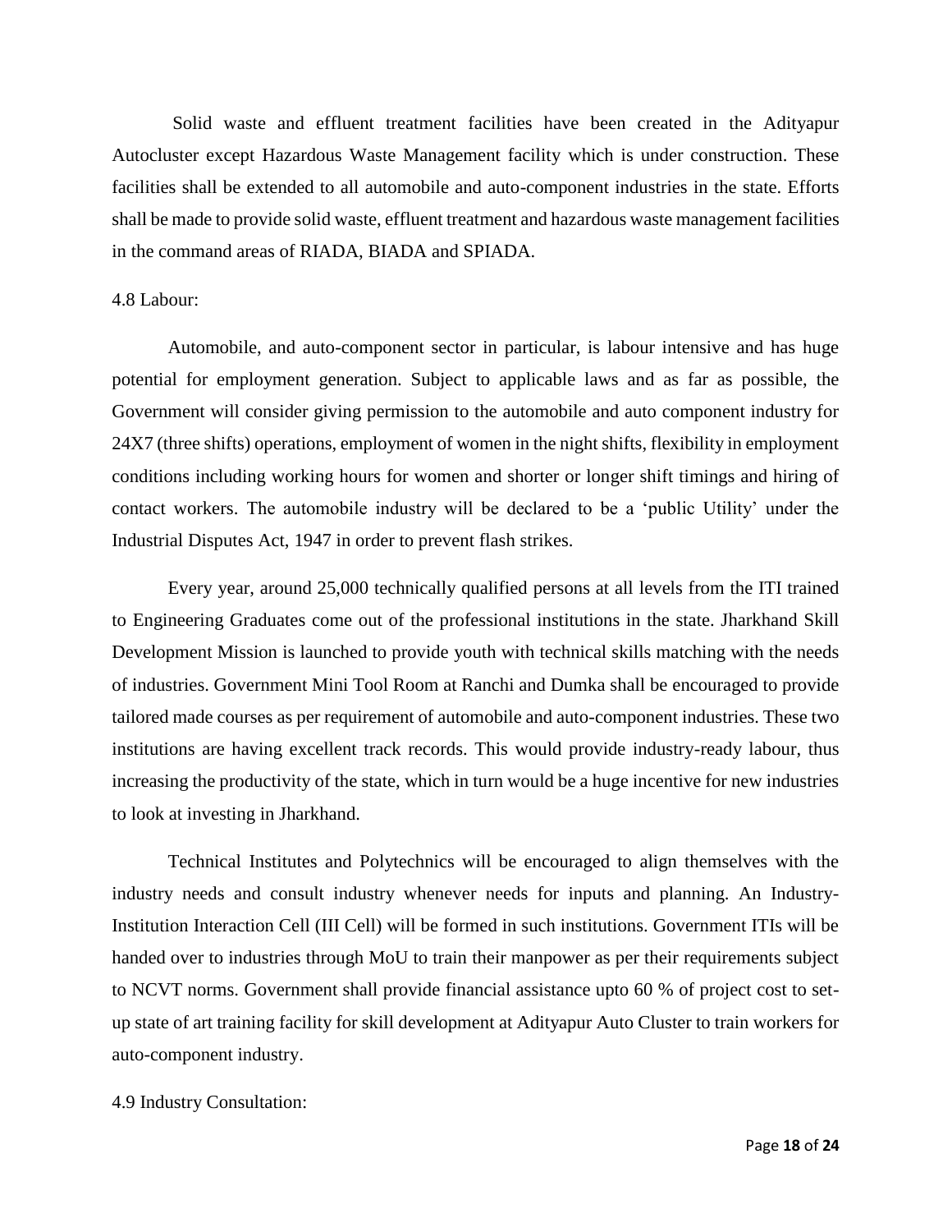Solid waste and effluent treatment facilities have been created in the Adityapur Autocluster except Hazardous Waste Management facility which is under construction. These facilities shall be extended to all automobile and auto-component industries in the state. Efforts shall be made to provide solid waste, effluent treatment and hazardous waste management facilities in the command areas of RIADA, BIADA and SPIADA.

4.8 Labour:

Automobile, and auto-component sector in particular, is labour intensive and has huge potential for employment generation. Subject to applicable laws and as far as possible, the Government will consider giving permission to the automobile and auto component industry for 24X7 (three shifts) operations, employment of women in the night shifts, flexibility in employment conditions including working hours for women and shorter or longer shift timings and hiring of contact workers. The automobile industry will be declared to be a 'public Utility' under the Industrial Disputes Act, 1947 in order to prevent flash strikes.

Every year, around 25,000 technically qualified persons at all levels from the ITI trained to Engineering Graduates come out of the professional institutions in the state. Jharkhand Skill Development Mission is launched to provide youth with technical skills matching with the needs of industries. Government Mini Tool Room at Ranchi and Dumka shall be encouraged to provide tailored made courses as per requirement of automobile and auto-component industries. These two institutions are having excellent track records. This would provide industry-ready labour, thus increasing the productivity of the state, which in turn would be a huge incentive for new industries to look at investing in Jharkhand.

Technical Institutes and Polytechnics will be encouraged to align themselves with the industry needs and consult industry whenever needs for inputs and planning. An Industry-Institution Interaction Cell (III Cell) will be formed in such institutions. Government ITIs will be handed over to industries through MoU to train their manpower as per their requirements subject to NCVT norms. Government shall provide financial assistance upto 60 % of project cost to set-up state of art training facility for skill development at Adityapur Auto Cluster to train workers for auto-component industry.

4.9 Industry Consultation: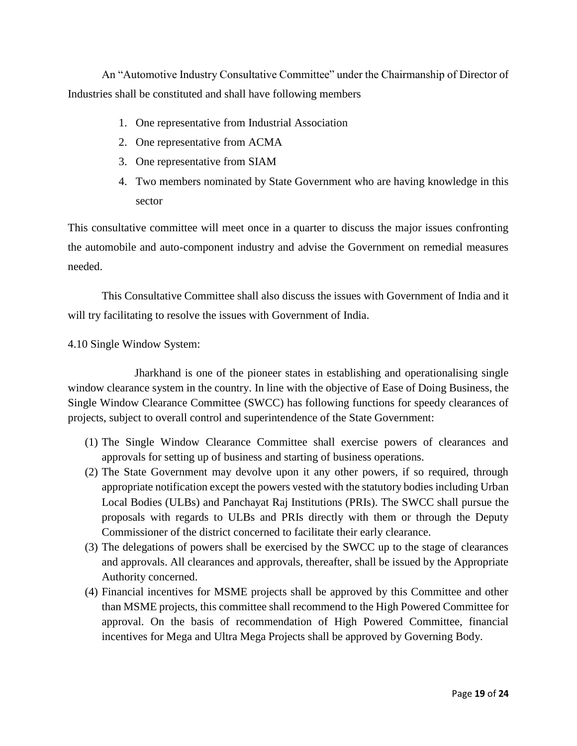An "Automotive Industry Consultative Committee" under the Chairmanship of Director of Industries shall be constituted and shall have following members

1. One representative from Industrial Association
2. One representative from ACMA
3. One representative from SIAM
4. Two members nominated by State Government who are having knowledge in this sector

This consultative committee will meet once in a quarter to discuss the major issues confronting the automobile and auto-component industry and advise the Government on remedial measures needed.

This Consultative Committee shall also discuss the issues with Government of India and it will try facilitating to resolve the issues with Government of India.

4.10 Single Window System:

Jharkhand is one of the pioneer states in establishing and operationalising single window clearance system in the country. In line with the objective of Ease of Doing Business, the Single Window Clearance Committee (SWCC) has following functions for speedy clearances of projects, subject to overall control and superintendence of the State Government:

(1) The Single Window Clearance Committee shall exercise powers of clearances and approvals for setting up of business and starting of business operations.
(2) The State Government may devolve upon it any other powers, if so required, through appropriate notification except the powers vested with the statutory bodies including Urban Local Bodies (ULBs) and Panchayat Raj Institutions (PRIs). The SWCC shall pursue the proposals with regards to ULBs and PRIs directly with them or through the Deputy Commissioner of the district concerned to facilitate their early clearance.
(3) The delegations of powers shall be exercised by the SWCC up to the stage of clearances and approvals. All clearances and approvals, thereafter, shall be issued by the Appropriate Authority concerned.
(4) Financial incentives for MSME projects shall be approved by this Committee and other than MSME projects, this committee shall recommend to the High Powered Committee for approval. On the basis of recommendation of High Powered Committee, financial incentives for Mega and Ultra Mega Projects shall be approved by Governing Body.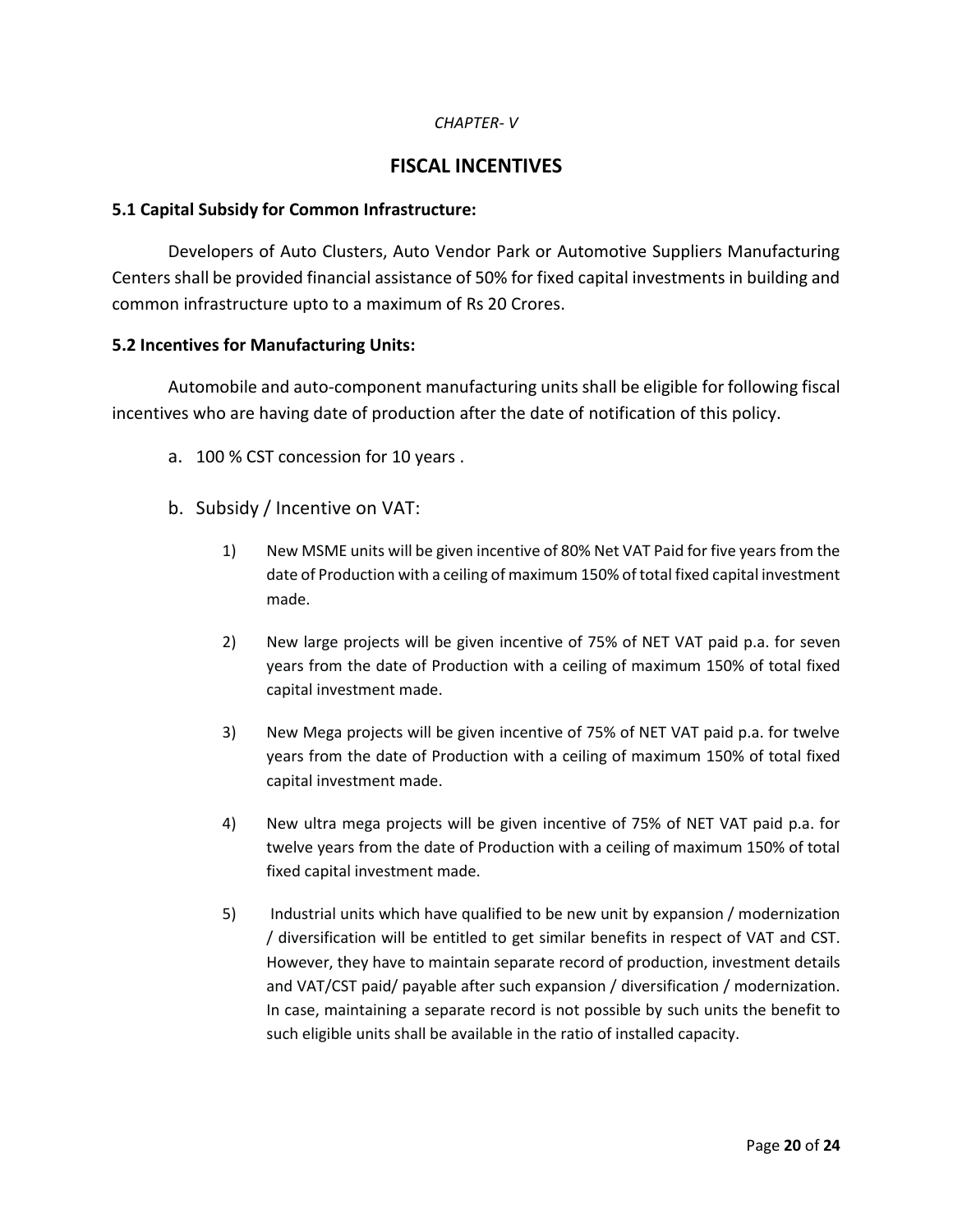*CHAPTER- V*

# FISCAL INCENTIVES

### 5.1 Capital Subsidy for Common Infrastructure:

Developers of Auto Clusters, Auto Vendor Park or Automotive Suppliers Manufacturing Centers shall be provided financial assistance of 50% for fixed capital investments in building and common infrastructure upto to a maximum of Rs 20 Crores.

### 5.2 Incentives for Manufacturing Units:

Automobile and auto-component manufacturing units shall be eligible for following fiscal incentives who are having date of production after the date of notification of this policy.

a. 100 % CST concession for 10 years .

b. Subsidy / Incentive on VAT:

1) New MSME units will be given incentive of 80% Net VAT Paid for five years from the date of Production with a ceiling of maximum 150% of total fixed capital investment made.

2) New large projects will be given incentive of 75% of NET VAT paid p.a. for seven years from the date of Production with a ceiling of maximum 150% of total fixed capital investment made.

3) New Mega projects will be given incentive of 75% of NET VAT paid p.a. for twelve years from the date of Production with a ceiling of maximum 150% of total fixed capital investment made.

4) New ultra mega projects will be given incentive of 75% of NET VAT paid p.a. for twelve years from the date of Production with a ceiling of maximum 150% of total fixed capital investment made.

5) Industrial units which have qualified to be new unit by expansion / modernization / diversification will be entitled to get similar benefits in respect of VAT and CST. However, they have to maintain separate record of production, investment details and VAT/CST paid/ payable after such expansion / diversification / modernization. In case, maintaining a separate record is not possible by such units the benefit to such eligible units shall be available in the ratio of installed capacity.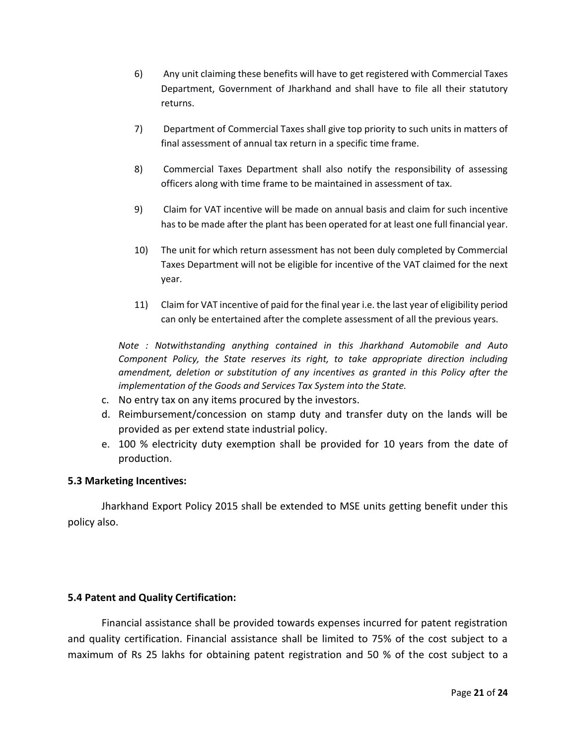6) Any unit claiming these benefits will have to get registered with Commercial Taxes Department, Government of Jharkhand and shall have to file all their statutory returns.

7) Department of Commercial Taxes shall give top priority to such units in matters of final assessment of annual tax return in a specific time frame.

8) Commercial Taxes Department shall also notify the responsibility of assessing officers along with time frame to be maintained in assessment of tax.

9) Claim for VAT incentive will be made on annual basis and claim for such incentive has to be made after the plant has been operated for at least one full financial year.

10) The unit for which return assessment has not been duly completed by Commercial Taxes Department will not be eligible for incentive of the VAT claimed for the next year.

11) Claim for VAT incentive of paid for the final year i.e. the last year of eligibility period can only be entertained after the complete assessment of all the previous years.

*Note : Notwithstanding anything contained in this Jharkhand Automobile and Auto Component Policy, the State reserves its right, to take appropriate direction including amendment, deletion or substitution of any incentives as granted in this Policy after the implementation of the Goods and Services Tax System into the State.*

c. No entry tax on any items procured by the investors.
d. Reimbursement/concession on stamp duty and transfer duty on the lands will be provided as per extend state industrial policy.
e. 100 % electricity duty exemption shall be provided for 10 years from the date of production.

**5.3 Marketing Incentives:**

Jharkhand Export Policy 2015 shall be extended to MSE units getting benefit under this policy also.

**5.4 Patent and Quality Certification:**

Financial assistance shall be provided towards expenses incurred for patent registration and quality certification. Financial assistance shall be limited to 75% of the cost subject to a maximum of Rs 25 lakhs for obtaining patent registration and 50 % of the cost subject to a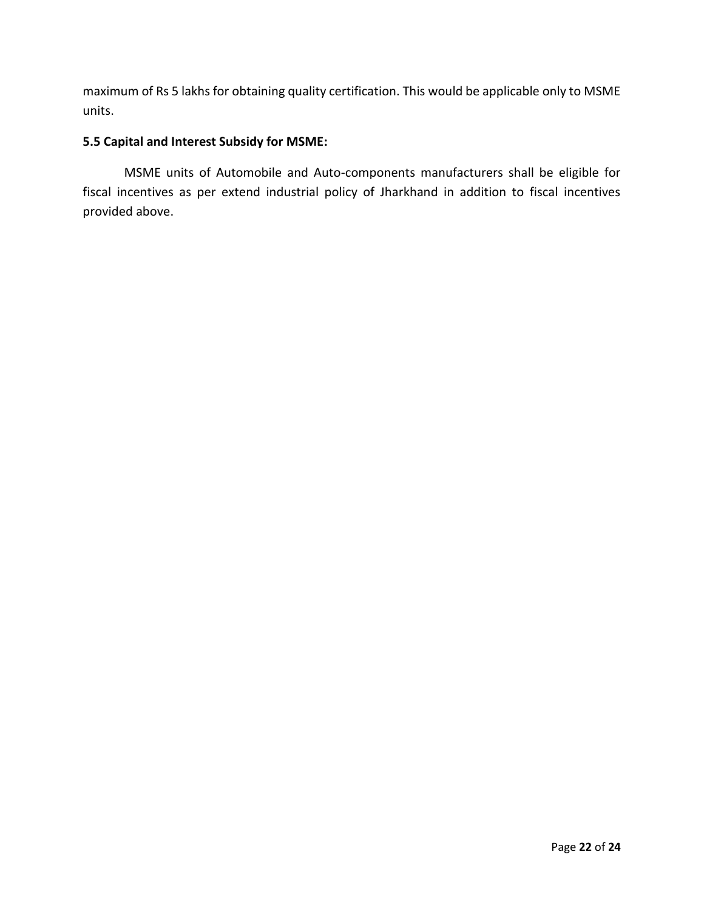maximum of Rs 5 lakhs for obtaining quality certification. This would be applicable only to MSME units.

**5.5 Capital and Interest Subsidy for MSME:**

MSME units of Automobile and Auto-components manufacturers shall be eligible for fiscal incentives as per extend industrial policy of Jharkhand in addition to fiscal incentives provided above.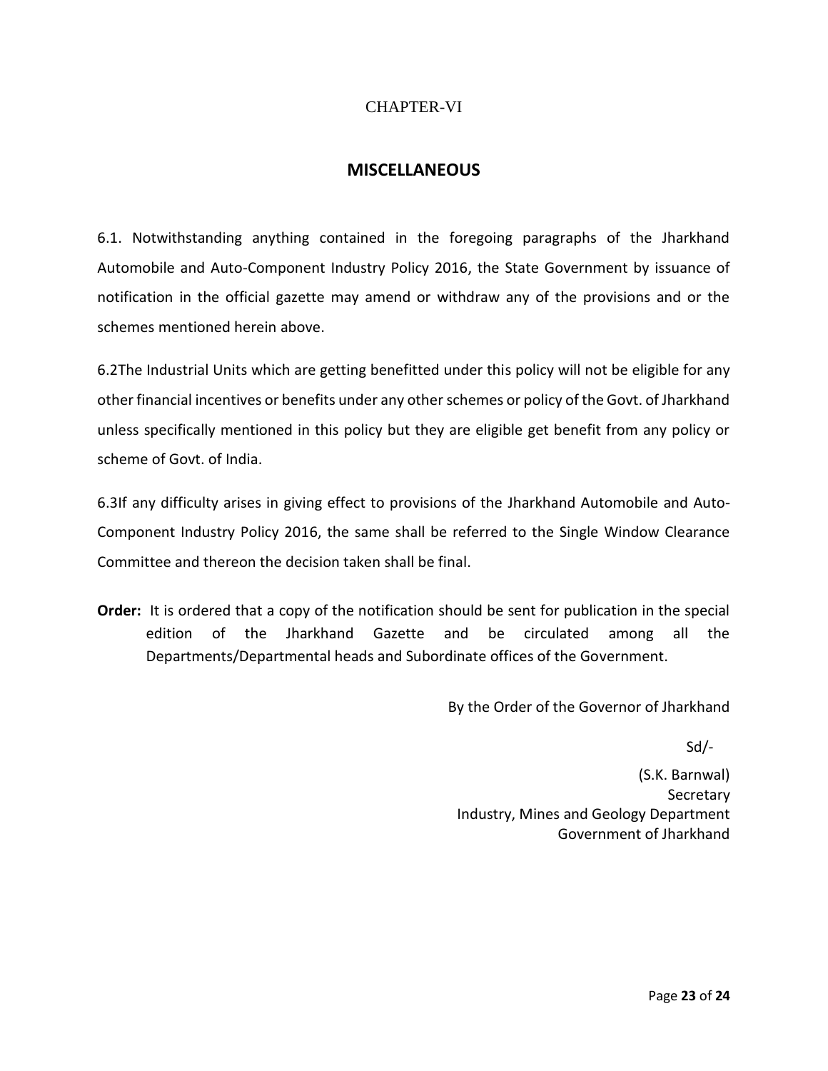CHAPTER-VI

## MISCELLANEOUS

6.1. Notwithstanding anything contained in the foregoing paragraphs of the Jharkhand Automobile and Auto-Component Industry Policy 2016, the State Government by issuance of notification in the official gazette may amend or withdraw any of the provisions and or the schemes mentioned herein above.

6.2The Industrial Units which are getting benefitted under this policy will not be eligible for any other financial incentives or benefits under any other schemes or policy of the Govt. of Jharkhand unless specifically mentioned in this policy but they are eligible get benefit from any policy or scheme of Govt. of India.

6.3If any difficulty arises in giving effect to provisions of the Jharkhand Automobile and Auto-Component Industry Policy 2016, the same shall be referred to the Single Window Clearance Committee and thereon the decision taken shall be final.

**Order:** It is ordered that a copy of the notification should be sent for publication in the special edition of the Jharkhand Gazette and be circulated among all the Departments/Departmental heads and Subordinate offices of the Government.

By the Order of the Governor of Jharkhand

Sd/-

(S.K. Barnwal)
Secretary
Industry, Mines and Geology Department
Government of Jharkhand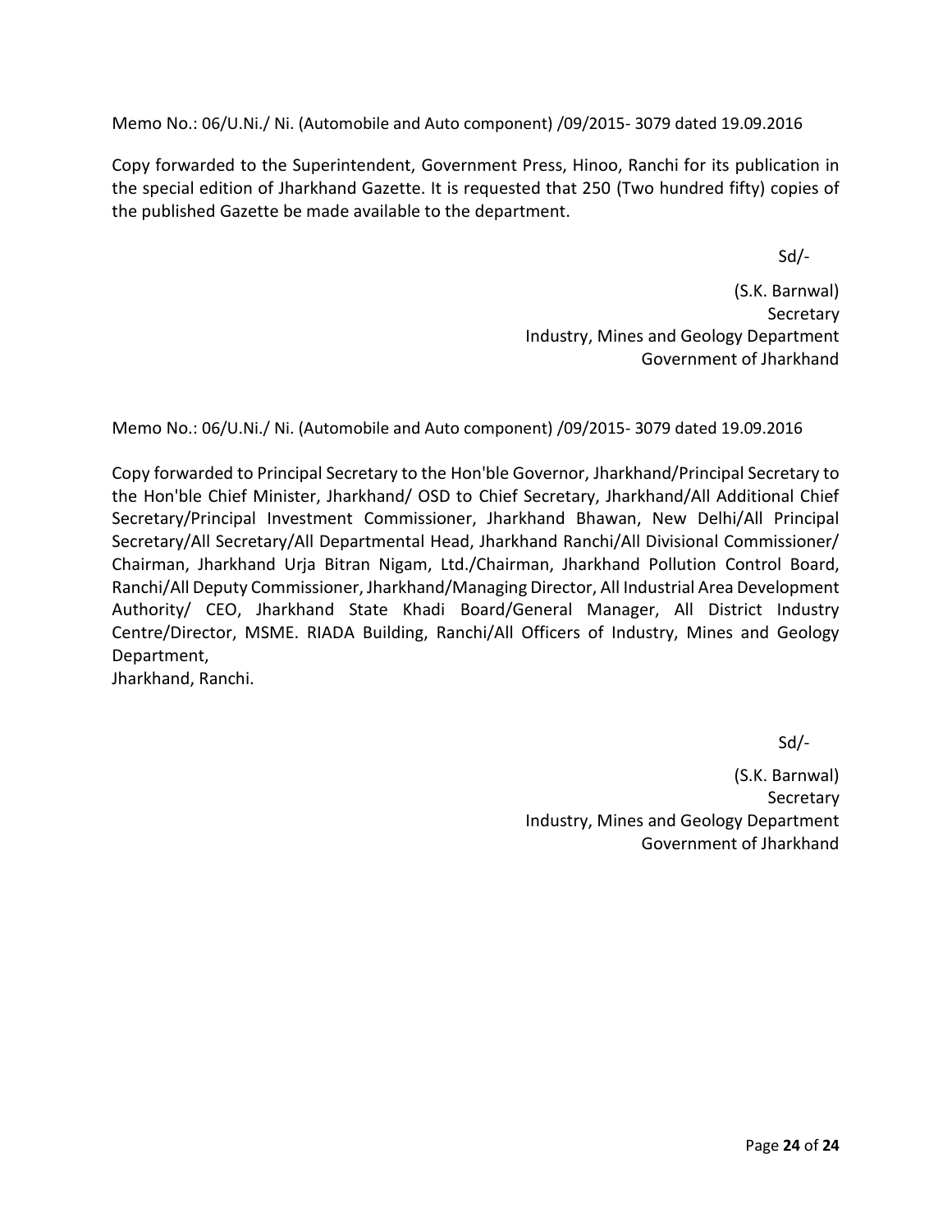Memo No.: 06/U.Ni./ Ni. (Automobile and Auto component) /09/2015- 3079 dated 19.09.2016

Copy forwarded to the Superintendent, Government Press, Hinoo, Ranchi for its publication in the special edition of Jharkhand Gazette. It is requested that 250 (Two hundred fifty) copies of the published Gazette be made available to the department.

Sd/-

(S.K. Barnwal)
Secretary
Industry, Mines and Geology Department
Government of Jharkhand

Memo No.: 06/U.Ni./ Ni. (Automobile and Auto component) /09/2015- 3079 dated 19.09.2016

Copy forwarded to Principal Secretary to the Hon'ble Governor, Jharkhand/Principal Secretary to the Hon'ble Chief Minister, Jharkhand/ OSD to Chief Secretary, Jharkhand/All Additional Chief Secretary/Principal Investment Commissioner, Jharkhand Bhawan, New Delhi/All Principal Secretary/All Secretary/All Departmental Head, Jharkhand Ranchi/All Divisional Commissioner/ Chairman, Jharkhand Urja Bitran Nigam, Ltd./Chairman, Jharkhand Pollution Control Board, Ranchi/All Deputy Commissioner, Jharkhand/Managing Director, All Industrial Area Development Authority/ CEO, Jharkhand State Khadi Board/General Manager, All District Industry Centre/Director, MSME. RIADA Building, Ranchi/All Officers of Industry, Mines and Geology Department,
Jharkhand, Ranchi.

Sd/-

(S.K. Barnwal)
Secretary
Industry, Mines and Geology Department
Government of Jharkhand